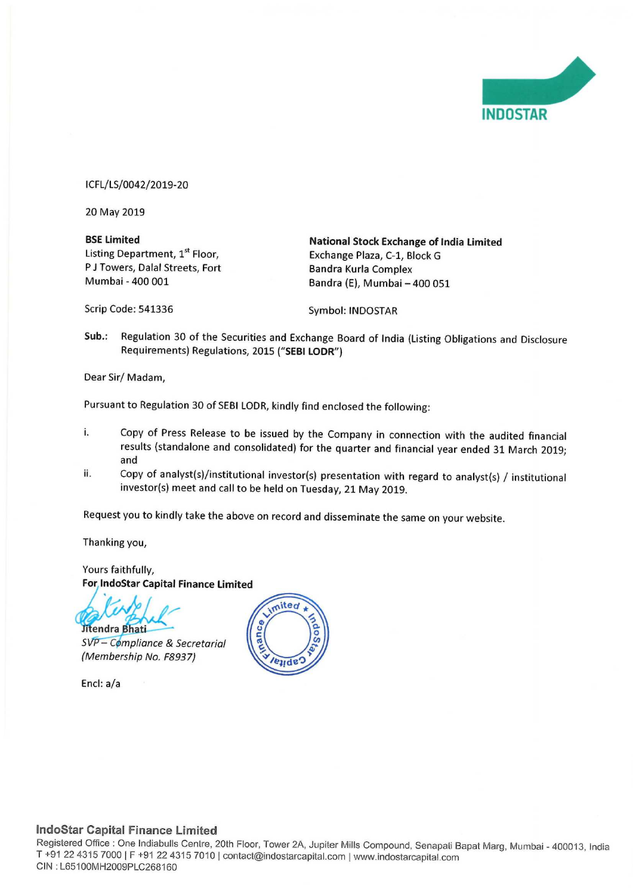INDOSTAR

ICFL/LS/0042/2019-20

20 May 2019

**BSE Limited**
Listing Department, 1st Floor,
P J Towers, Dalal Streets, Fort
Mumbai - 400 001

Scrip Code: 541336

**National Stock Exchange of India Limited**
Exchange Plaza, C-1, Block G
Bandra Kurla Complex
Bandra (E), Mumbai – 400 051

Symbol: INDOSTAR

**Sub.:** Regulation 30 of the Securities and Exchange Board of India (Listing Obligations and Disclosure Requirements) Regulations, 2015 ("**SEBI LODR**")

Dear Sir/ Madam,

Pursuant to Regulation 30 of SEBI LODR, kindly find enclosed the following:

i. Copy of Press Release to be issued by the Company in connection with the audited financial results (standalone and consolidated) for the quarter and financial year ended 31 March 2019; and

ii. Copy of analyst(s)/institutional investor(s) presentation with regard to analyst(s) / institutional investor(s) meet and call to be held on Tuesday, 21 May 2019.

Request you to kindly take the above on record and disseminate the same on your website.

Thanking you,

Yours faithfully,
**For IndoStar Capital Finance Limited**

Jitendra Bhati
*SVP – Compliance & Secretarial*
*(Membership No. F8937)*

Encl: a/a

**IndoStar Capital Finance Limited**
Registered Office : One Indiabulls Centre, 20th Floor, Tower 2A, Jupiter Mills Compound, Senapati Bapat Marg, Mumbai - 400013, India
T +91 22 4315 7000 | F +91 22 4315 7010 | contact@indostarcapital.com | www.indostarcapital.com
CIN : L65100MH2009PLC268160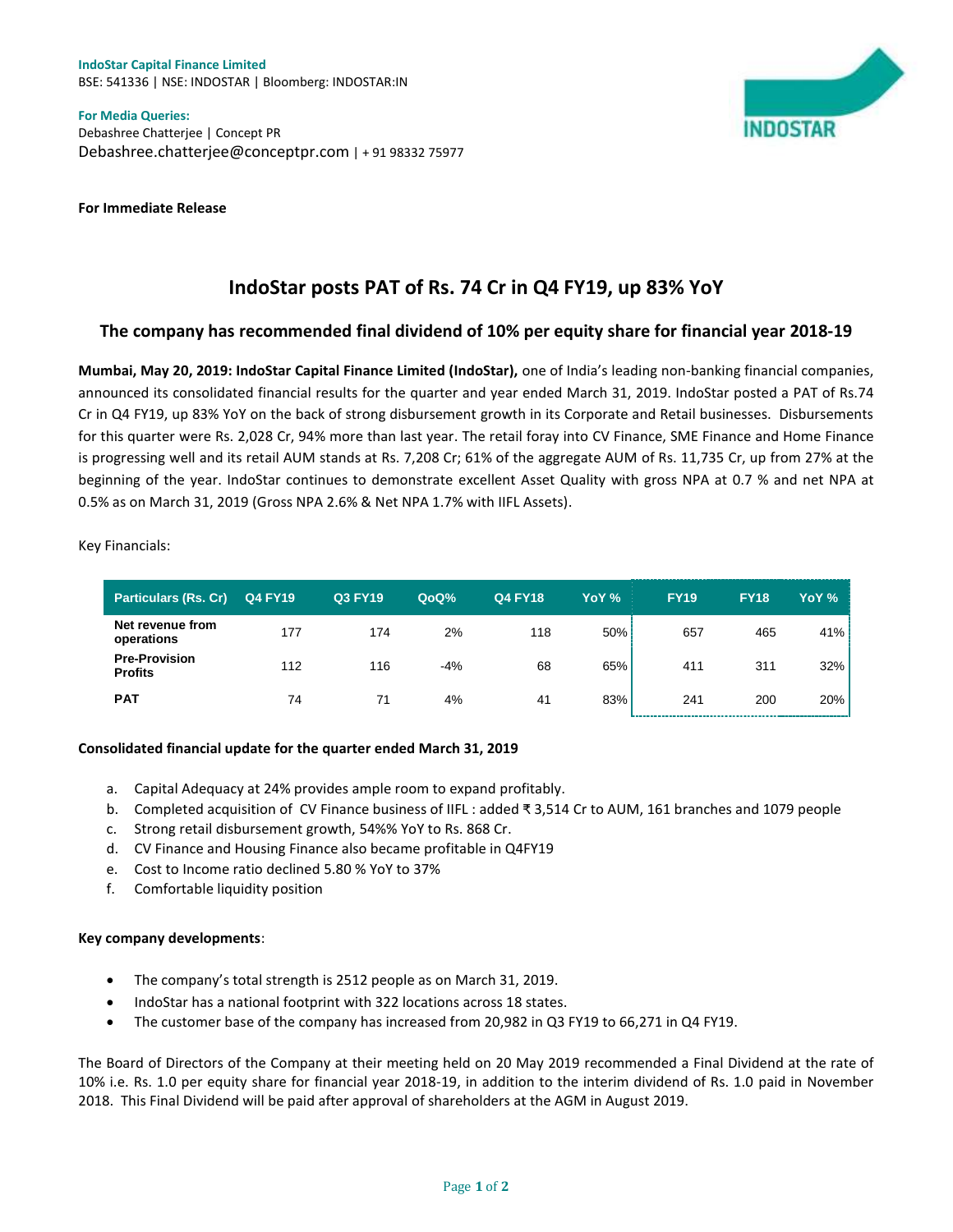**IndoStar Capital Finance Limited**
BSE: 541336 | NSE: INDOSTAR | Bloomberg: INDOSTAR:IN

**For Media Queries:**
Debashree Chatterjee | Concept PR
Debashree.chatterjee@conceptpr.com | + 91 98332 75977

**For Immediate Release**

# IndoStar posts PAT of Rs. 74 Cr in Q4 FY19, up 83% YoY

## The company has recommended final dividend of 10% per equity share for financial year 2018-19

**Mumbai, May 20, 2019: IndoStar Capital Finance Limited (IndoStar),** one of India's leading non-banking financial companies, announced its consolidated financial results for the quarter and year ended March 31, 2019. IndoStar posted a PAT of Rs.74 Cr in Q4 FY19, up 83% YoY on the back of strong disbursement growth in its Corporate and Retail businesses. Disbursements for this quarter were Rs. 2,028 Cr, 94% more than last year. The retail foray into CV Finance, SME Finance and Home Finance is progressing well and its retail AUM stands at Rs. 7,208 Cr; 61% of the aggregate AUM of Rs. 11,735 Cr, up from 27% at the beginning of the year. IndoStar continues to demonstrate excellent Asset Quality with gross NPA at 0.7 % and net NPA at 0.5% as on March 31, 2019 (Gross NPA 2.6% & Net NPA 1.7% with IIFL Assets).

Key Financials:

| Particulars (Rs. Cr) | Q4 FY19 | Q3 FY19 | QoQ% | Q4 FY18 | YoY % | FY19 | FY18 | YoY % |
|---|---|---|---|---|---|---|---|---|
| Net revenue from operations | 177 | 174 | 2% | 118 | 50% | 657 | 465 | 41% |
| Pre-Provision Profits | 112 | 116 | -4% | 68 | 65% | 411 | 311 | 32% |
| PAT | 74 | 71 | 4% | 41 | 83% | 241 | 200 | 20% |

**Consolidated financial update for the quarter ended March 31, 2019**

a. Capital Adequacy at 24% provides ample room to expand profitably.
b. Completed acquisition of CV Finance business of IIFL : added ₹ 3,514 Cr to AUM, 161 branches and 1079 people
c. Strong retail disbursement growth, 54%% YoY to Rs. 868 Cr.
d. CV Finance and Housing Finance also became profitable in Q4FY19
e. Cost to Income ratio declined 5.80 % YoY to 37%
f. Comfortable liquidity position

**Key company developments**:

- The company's total strength is 2512 people as on March 31, 2019.
- IndoStar has a national footprint with 322 locations across 18 states.
- The customer base of the company has increased from 20,982 in Q3 FY19 to 66,271 in Q4 FY19.

The Board of Directors of the Company at their meeting held on 20 May 2019 recommended a Final Dividend at the rate of 10% i.e. Rs. 1.0 per equity share for financial year 2018-19, in addition to the interim dividend of Rs. 1.0 paid in November 2018. This Final Dividend will be paid after approval of shareholders at the AGM in August 2019.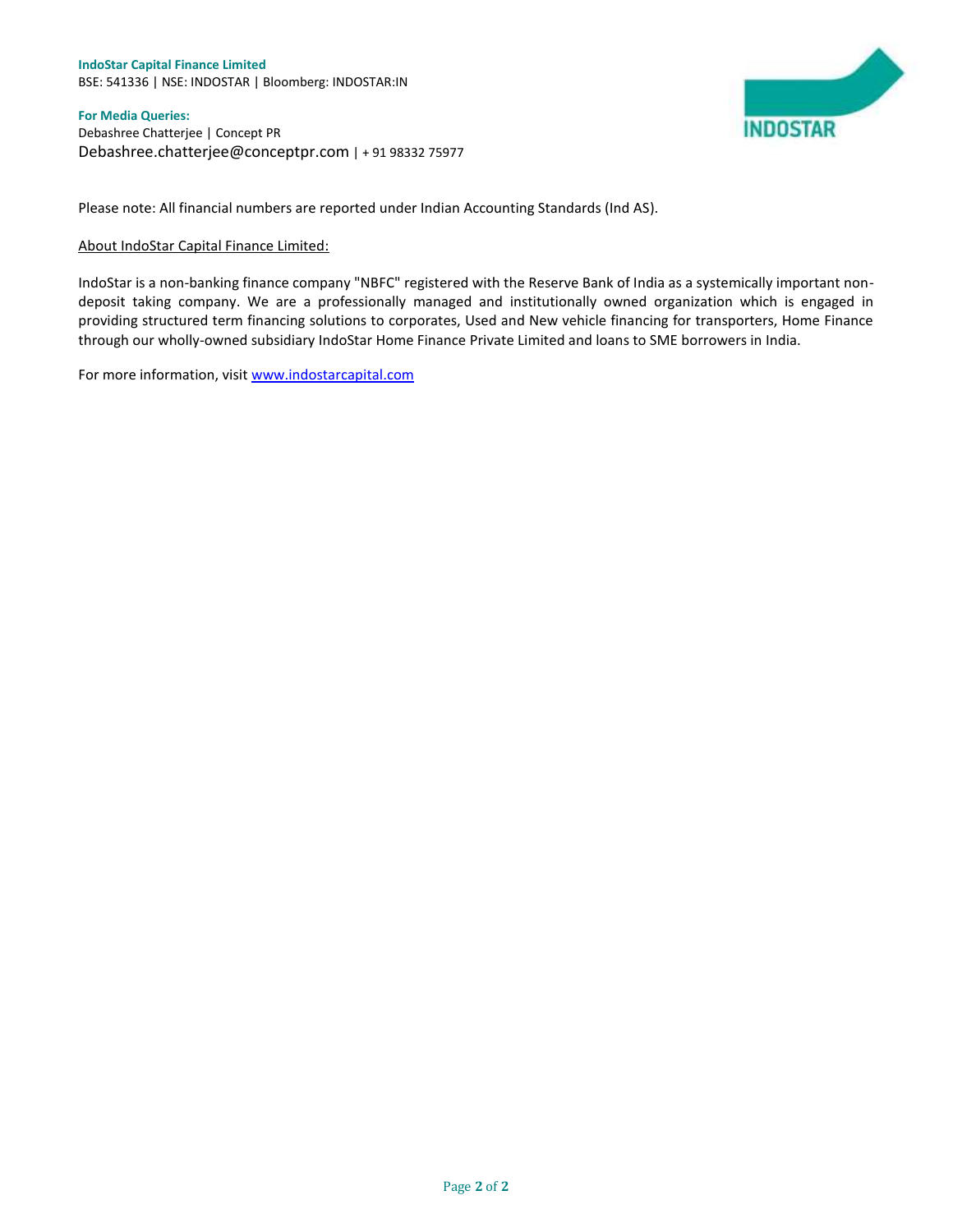**IndoStar Capital Finance Limited**
BSE: 541336 | NSE: INDOSTAR | Bloomberg: INDOSTAR:IN

**For Media Queries:**
Debashree Chatterjee | Concept PR
Debashree.chatterjee@conceptpr.com | + 91 98332 75977

Please note: All financial numbers are reported under Indian Accounting Standards (Ind AS).

About IndoStar Capital Finance Limited:

IndoStar is a non-banking finance company "NBFC" registered with the Reserve Bank of India as a systemically important non-deposit taking company. We are a professionally managed and institutionally owned organization which is engaged in providing structured term financing solutions to corporates, Used and New vehicle financing for transporters, Home Finance through our wholly-owned subsidiary IndoStar Home Finance Private Limited and loans to SME borrowers in India.

For more information, visit [www.indostarcapital.com](http://www.indostarcapital.com)